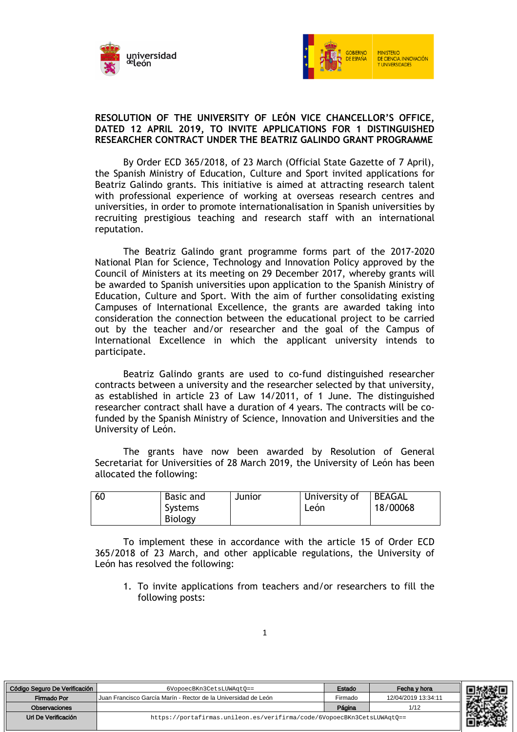**RESOLUTION OF THE UNIVERSITY OF LEÓN VICE CHANCELLOR'S OFFICE, DATED 12 APRIL 2019, TO INVITE APPLICATIONS FOR 1 DISTINGUISHED RESEARCHER CONTRACT UNDER THE BEATRIZ GALINDO GRANT PROGRAMME**

By Order ECD 365/2018, of 23 March (Official State Gazette of 7 April), the Spanish Ministry of Education, Culture and Sport invited applications for Beatriz Galindo grants. This initiative is aimed at attracting research talent with professional experience of working at overseas research centres and universities, in order to promote internationalisation in Spanish universities by recruiting prestigious teaching and research staff with an international reputation.

The Beatriz Galindo grant programme forms part of the 2017-2020 National Plan for Science, Technology and Innovation Policy approved by the Council of Ministers at its meeting on 29 December 2017, whereby grants will be awarded to Spanish universities upon application to the Spanish Ministry of Education, Culture and Sport. With the aim of further consolidating existing Campuses of International Excellence, the grants are awarded taking into consideration the connection between the educational project to be carried out by the teacher and/or researcher and the goal of the Campus of International Excellence in which the applicant university intends to participate.

Beatriz Galindo grants are used to co-fund distinguished researcher contracts between a university and the researcher selected by that university, as established in article 23 of Law 14/2011, of 1 June. The distinguished researcher contract shall have a duration of 4 years. The contracts will be co-funded by the Spanish Ministry of Science, Innovation and Universities and the University of León.

The grants have now been awarded by Resolution of General Secretariat for Universities of 28 March 2019, the University of León has been allocated the following:

| 60 | Basic and Systems Biology | Junior | University of León | BEAGAL 18/00068 |
|---|---|---|---|---|

To implement these in accordance with the article 15 of Order ECD 365/2018 of 23 March, and other applicable regulations, the University of León has resolved the following:

1. To invite applications from teachers and/or researchers to fill the following posts: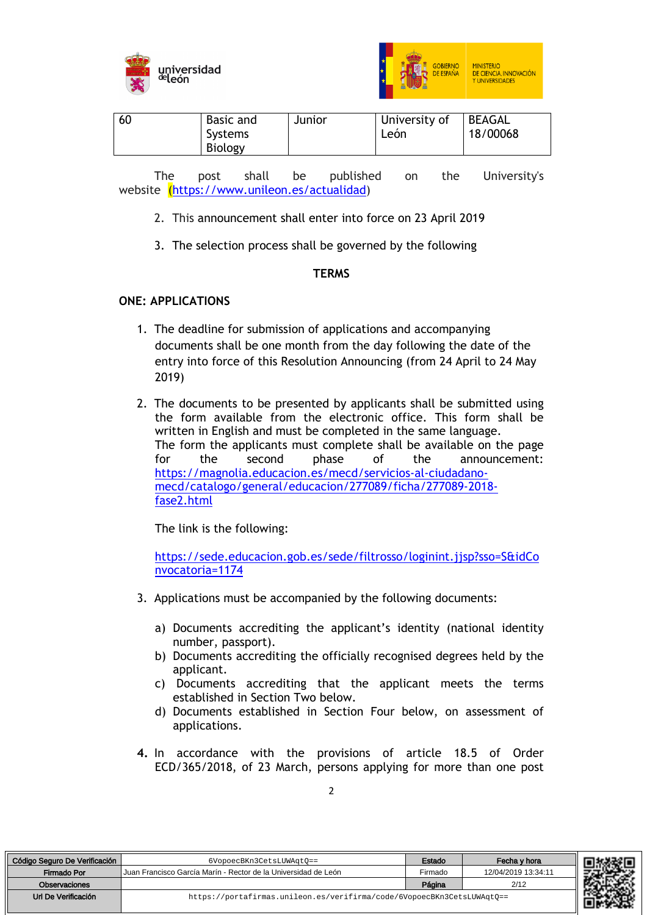| 60 | Basic and Systems Biology | Junior | University of León | BEAGAL 18/00068 |
|---|---|---|---|---|

The post shall be published on the University's website (https://www.unileon.es/actualidad)

2. This announcement shall enter into force on 23 April 2019

3. The selection process shall be governed by the following

**TERMS**

**ONE: APPLICATIONS**

1. The deadline for submission of applications and accompanying documents shall be one month from the day following the date of the entry into force of this Resolution Announcing (from 24 April to 24 May 2019)

2. The documents to be presented by applicants shall be submitted using the form available from the electronic office. This form shall be written in English and must be completed in the same language.
   The form the applicants must complete shall be available on the page for the second phase of the announcement: https://magnolia.educacion.es/mecd/servicios-al-ciudadano-mecd/catalogo/general/educacion/277089/ficha/277089-2018-fase2.html

   The link is the following:

   https://sede.educacion.gob.es/sede/filtrosso/loginint.jjsp?sso=S&idConvocatoria=1174

3. Applications must be accompanied by the following documents:

   a) Documents accrediting the applicant's identity (national identity number, passport).
   b) Documents accrediting the officially recognised degrees held by the applicant.
   c) Documents accrediting that the applicant meets the terms established in Section Two below.
   d) Documents established in Section Four below, on assessment of applications.

4. In accordance with the provisions of article 18.5 of Order ECD/365/2018, of 23 March, persons applying for more than one post

| Código Seguro De Verificación | 6VopoecBKn3CetsLUWAqtQ== | Estado | Fecha y hora |
|---|---|---|---|
| Firmado Por | Juan Francisco García Marín - Rector de la Universidad de León | Firmado | 12/04/2019 13:34:11 |
| Observaciones | | Página | 2/12 |
| Url De Verificación | https://portafirmas.unileon.es/verifirma/code/6VopoecBKn3CetsLUWAqtQ== | | |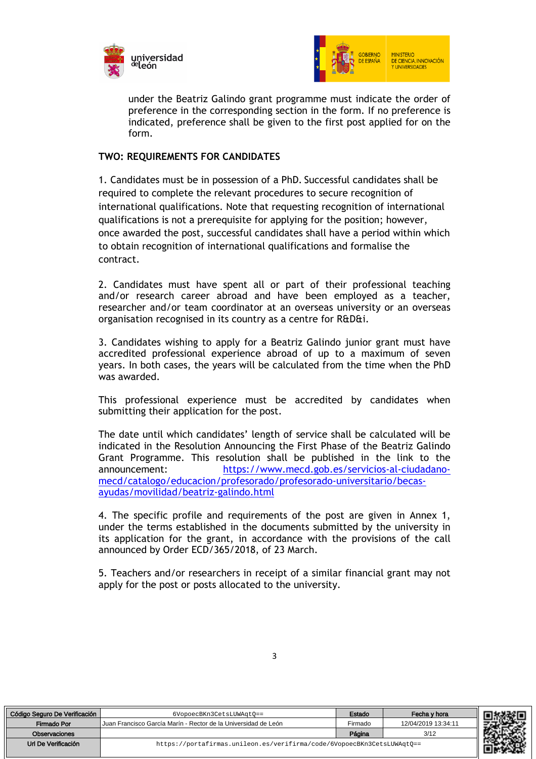under the Beatriz Galindo grant programme must indicate the order of preference in the corresponding section in the form. If no preference is indicated, preference shall be given to the first post applied for on the form.

**TWO: REQUIREMENTS FOR CANDIDATES**

1. Candidates must be in possession of a PhD. Successful candidates shall be required to complete the relevant procedures to secure recognition of international qualifications. Note that requesting recognition of international qualifications is not a prerequisite for applying for the position; however, once awarded the post, successful candidates shall have a period within which to obtain recognition of international qualifications and formalise the contract.

2. Candidates must have spent all or part of their professional teaching and/or research career abroad and have been employed as a teacher, researcher and/or team coordinator at an overseas university or an overseas organisation recognised in its country as a centre for R&D&i.

3. Candidates wishing to apply for a Beatriz Galindo junior grant must have accredited professional experience abroad of up to a maximum of seven years. In both cases, the years will be calculated from the time when the PhD was awarded.

This professional experience must be accredited by candidates when submitting their application for the post.

The date until which candidates' length of service shall be calculated will be indicated in the Resolution Announcing the First Phase of the Beatriz Galindo Grant Programme. This resolution shall be published in the link to the announcement: https://www.mecd.gob.es/servicios-al-ciudadano-mecd/catalogo/educacion/profesorado/profesorado-universitario/becas-ayudas/movilidad/beatriz-galindo.html

4. The specific profile and requirements of the post are given in Annex 1, under the terms established in the documents submitted by the university in its application for the grant, in accordance with the provisions of the call announced by Order ECD/365/2018, of 23 March.

5. Teachers and/or researchers in receipt of a similar financial grant may not apply for the post or posts allocated to the university.

| Código Seguro De Verificación | 6VopoecBKn3CetsLUWAqtQ== | Estado | Fecha y hora |
|---|---|---|---|
| Firmado Por | Juan Francisco García Marín - Rector de la Universidad de León | Firmado | 12/04/2019 13:34:11 |
| Observaciones | | Página | 3/12 |
| Url De Verificación | https://portafirmas.unileon.es/verifirma/code/6VopoecBKn3CetsLUWAqtQ== | | |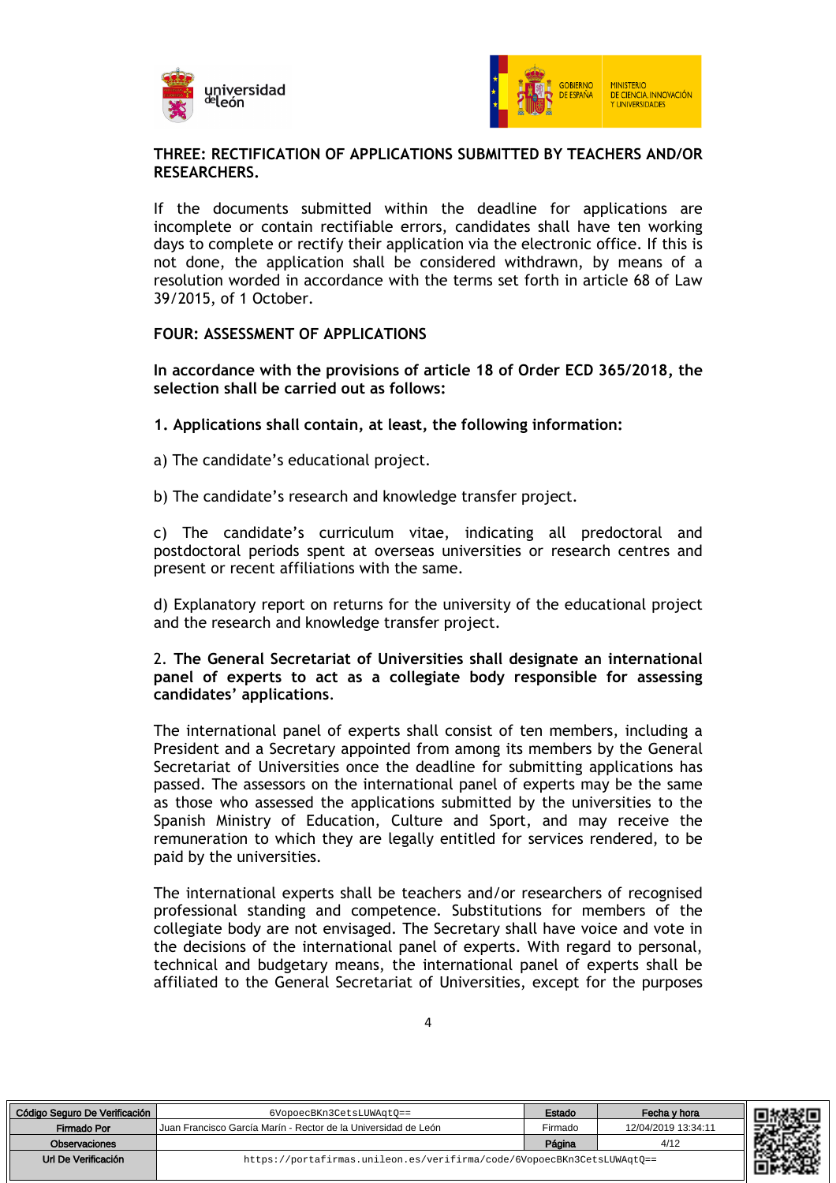**THREE: RECTIFICATION OF APPLICATIONS SUBMITTED BY TEACHERS AND/OR RESEARCHERS.**

If the documents submitted within the deadline for applications are incomplete or contain rectifiable errors, candidates shall have ten working days to complete or rectify their application via the electronic office. If this is not done, the application shall be considered withdrawn, by means of a resolution worded in accordance with the terms set forth in article 68 of Law 39/2015, of 1 October.

**FOUR: ASSESSMENT OF APPLICATIONS**

**In accordance with the provisions of article 18 of Order ECD 365/2018, the selection shall be carried out as follows:**

**1. Applications shall contain, at least, the following information:**

a) The candidate's educational project.

b) The candidate's research and knowledge transfer project.

c) The candidate's curriculum vitae, indicating all predoctoral and postdoctoral periods spent at overseas universities or research centres and present or recent affiliations with the same.

d) Explanatory report on returns for the university of the educational project and the research and knowledge transfer project.

2. **The General Secretariat of Universities shall designate an international panel of experts to act as a collegiate body responsible for assessing candidates' applications**.

The international panel of experts shall consist of ten members, including a President and a Secretary appointed from among its members by the General Secretariat of Universities once the deadline for submitting applications has passed. The assessors on the international panel of experts may be the same as those who assessed the applications submitted by the universities to the Spanish Ministry of Education, Culture and Sport, and may receive the remuneration to which they are legally entitled for services rendered, to be paid by the universities.

The international experts shall be teachers and/or researchers of recognised professional standing and competence. Substitutions for members of the collegiate body are not envisaged. The Secretary shall have voice and vote in the decisions of the international panel of experts. With regard to personal, technical and budgetary means, the international panel of experts shall be affiliated to the General Secretariat of Universities, except for the purposes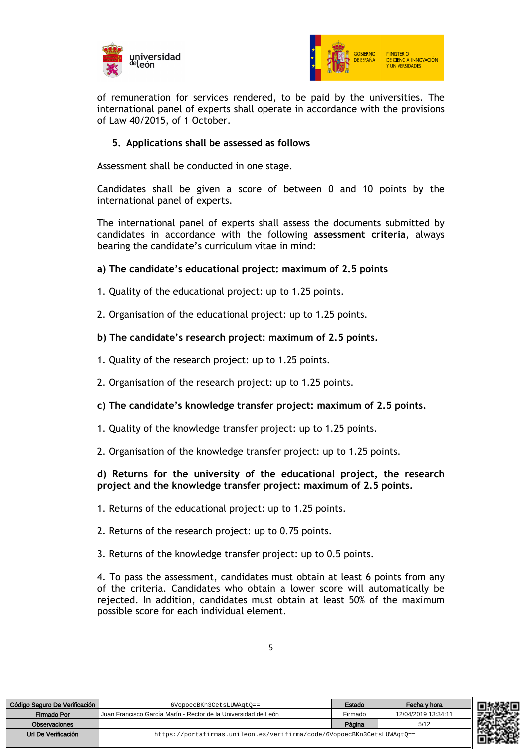of remuneration for services rendered, to be paid by the universities. The international panel of experts shall operate in accordance with the provisions of Law 40/2015, of 1 October.

### 5. Applications shall be assessed as follows

Assessment shall be conducted in one stage.

Candidates shall be given a score of between 0 and 10 points by the international panel of experts.

The international panel of experts shall assess the documents submitted by candidates in accordance with the following **assessment criteria**, always bearing the candidate's curriculum vitae in mind:

**a) The candidate's educational project: maximum of 2.5 points**

1. Quality of the educational project: up to 1.25 points.

2. Organisation of the educational project: up to 1.25 points.

**b) The candidate's research project: maximum of 2.5 points.**

1. Quality of the research project: up to 1.25 points.

2. Organisation of the research project: up to 1.25 points.

**c) The candidate's knowledge transfer project: maximum of 2.5 points.**

1. Quality of the knowledge transfer project: up to 1.25 points.

2. Organisation of the knowledge transfer project: up to 1.25 points.

**d) Returns for the university of the educational project, the research project and the knowledge transfer project: maximum of 2.5 points.**

1. Returns of the educational project: up to 1.25 points.

2. Returns of the research project: up to 0.75 points.

3. Returns of the knowledge transfer project: up to 0.5 points.

4. To pass the assessment, candidates must obtain at least 6 points from any of the criteria. Candidates who obtain a lower score will automatically be rejected. In addition, candidates must obtain at least 50% of the maximum possible score for each individual element.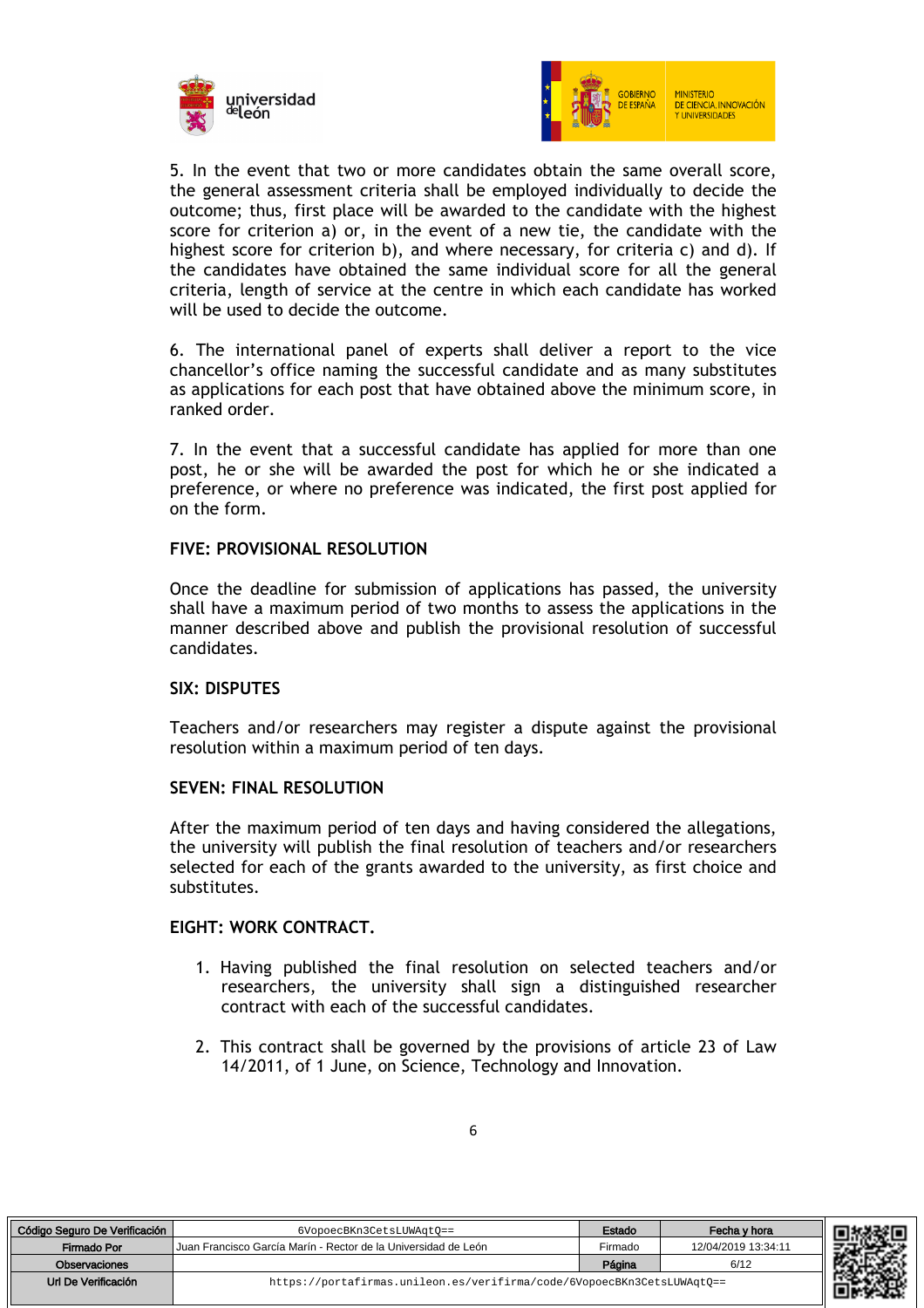5. In the event that two or more candidates obtain the same overall score, the general assessment criteria shall be employed individually to decide the outcome; thus, first place will be awarded to the candidate with the highest score for criterion a) or, in the event of a new tie, the candidate with the highest score for criterion b), and where necessary, for criteria c) and d). If the candidates have obtained the same individual score for all the general criteria, length of service at the centre in which each candidate has worked will be used to decide the outcome.

6. The international panel of experts shall deliver a report to the vice chancellor's office naming the successful candidate and as many substitutes as applications for each post that have obtained above the minimum score, in ranked order.

7. In the event that a successful candidate has applied for more than one post, he or she will be awarded the post for which he or she indicated a preference, or where no preference was indicated, the first post applied for on the form.

## FIVE: PROVISIONAL RESOLUTION

Once the deadline for submission of applications has passed, the university shall have a maximum period of two months to assess the applications in the manner described above and publish the provisional resolution of successful candidates.

## SIX: DISPUTES

Teachers and/or researchers may register a dispute against the provisional resolution within a maximum period of ten days.

## SEVEN: FINAL RESOLUTION

After the maximum period of ten days and having considered the allegations, the university will publish the final resolution of teachers and/or researchers selected for each of the grants awarded to the university, as first choice and substitutes.

## EIGHT: WORK CONTRACT.

1. Having published the final resolution on selected teachers and/or researchers, the university shall sign a distinguished researcher contract with each of the successful candidates.

2. This contract shall be governed by the provisions of article 23 of Law 14/2011, of 1 June, on Science, Technology and Innovation.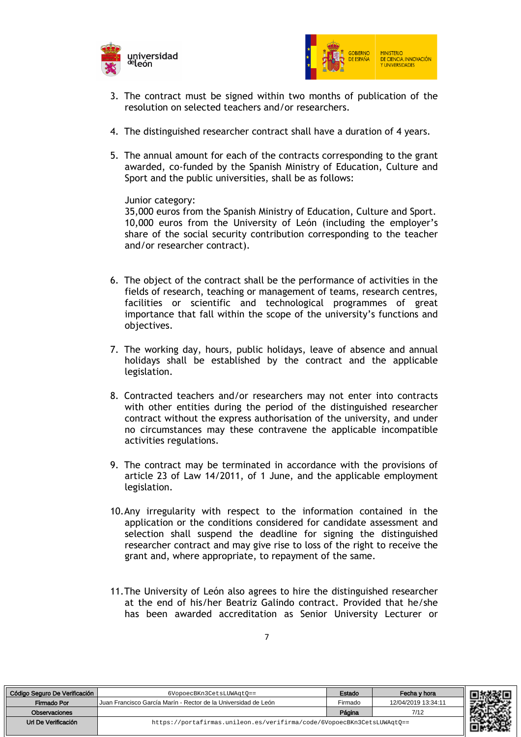3. The contract must be signed within two months of publication of the resolution on selected teachers and/or researchers.

4. The distinguished researcher contract shall have a duration of 4 years.

5. The annual amount for each of the contracts corresponding to the grant awarded, co-funded by the Spanish Ministry of Education, Culture and Sport and the public universities, shall be as follows:

   Junior category:
   35,000 euros from the Spanish Ministry of Education, Culture and Sport.
   10,000 euros from the University of León (including the employer's share of the social security contribution corresponding to the teacher and/or researcher contract).

6. The object of the contract shall be the performance of activities in the fields of research, teaching or management of teams, research centres, facilities or scientific and technological programmes of great importance that fall within the scope of the university's functions and objectives.

7. The working day, hours, public holidays, leave of absence and annual holidays shall be established by the contract and the applicable legislation.

8. Contracted teachers and/or researchers may not enter into contracts with other entities during the period of the distinguished researcher contract without the express authorisation of the university, and under no circumstances may these contravene the applicable incompatible activities regulations.

9. The contract may be terminated in accordance with the provisions of article 23 of Law 14/2011, of 1 June, and the applicable employment legislation.

10. Any irregularity with respect to the information contained in the application or the conditions considered for candidate assessment and selection shall suspend the deadline for signing the distinguished researcher contract and may give rise to loss of the right to receive the grant and, where appropriate, to repayment of the same.

11. The University of León also agrees to hire the distinguished researcher at the end of his/her Beatriz Galindo contract. Provided that he/she has been awarded accreditation as Senior University Lecturer or

| Código Seguro De Verificación | 6VopoecBKn3CetsLUWAqtQ== | Estado | Fecha y hora |
|---|---|---|---|
| Firmado Por | Juan Francisco García Marín - Rector de la Universidad de León | Firmado | 12/04/2019 13:34:11 |
| Observaciones | | Página | 7/12 |
| Url De Verificación | https://portafirmas.unileon.es/verifirma/code/6VopoecBKn3CetsLUWAqtQ== | | |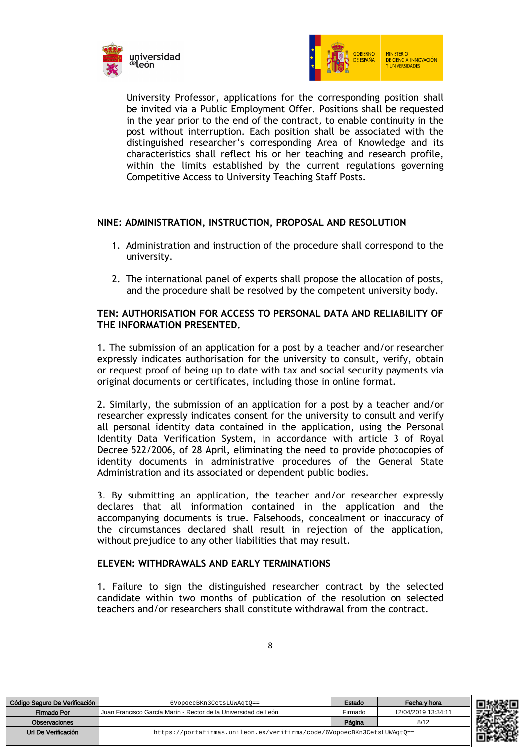University Professor, applications for the corresponding position shall be invited via a Public Employment Offer. Positions shall be requested in the year prior to the end of the contract, to enable continuity in the post without interruption. Each position shall be associated with the distinguished researcher's corresponding Area of Knowledge and its characteristics shall reflect his or her teaching and research profile, within the limits established by the current regulations governing Competitive Access to University Teaching Staff Posts.

## NINE: ADMINISTRATION, INSTRUCTION, PROPOSAL AND RESOLUTION

1. Administration and instruction of the procedure shall correspond to the university.

2. The international panel of experts shall propose the allocation of posts, and the procedure shall be resolved by the competent university body.

## TEN: AUTHORISATION FOR ACCESS TO PERSONAL DATA AND RELIABILITY OF THE INFORMATION PRESENTED.

1. The submission of an application for a post by a teacher and/or researcher expressly indicates authorisation for the university to consult, verify, obtain or request proof of being up to date with tax and social security payments via original documents or certificates, including those in online format.

2. Similarly, the submission of an application for a post by a teacher and/or researcher expressly indicates consent for the university to consult and verify all personal identity data contained in the application, using the Personal Identity Data Verification System, in accordance with article 3 of Royal Decree 522/2006, of 28 April, eliminating the need to provide photocopies of identity documents in administrative procedures of the General State Administration and its associated or dependent public bodies.

3. By submitting an application, the teacher and/or researcher expressly declares that all information contained in the application and the accompanying documents is true. Falsehoods, concealment or inaccuracy of the circumstances declared shall result in rejection of the application, without prejudice to any other liabilities that may result.

## ELEVEN: WITHDRAWALS AND EARLY TERMINATIONS

1. Failure to sign the distinguished researcher contract by the selected candidate within two months of publication of the resolution on selected teachers and/or researchers shall constitute withdrawal from the contract.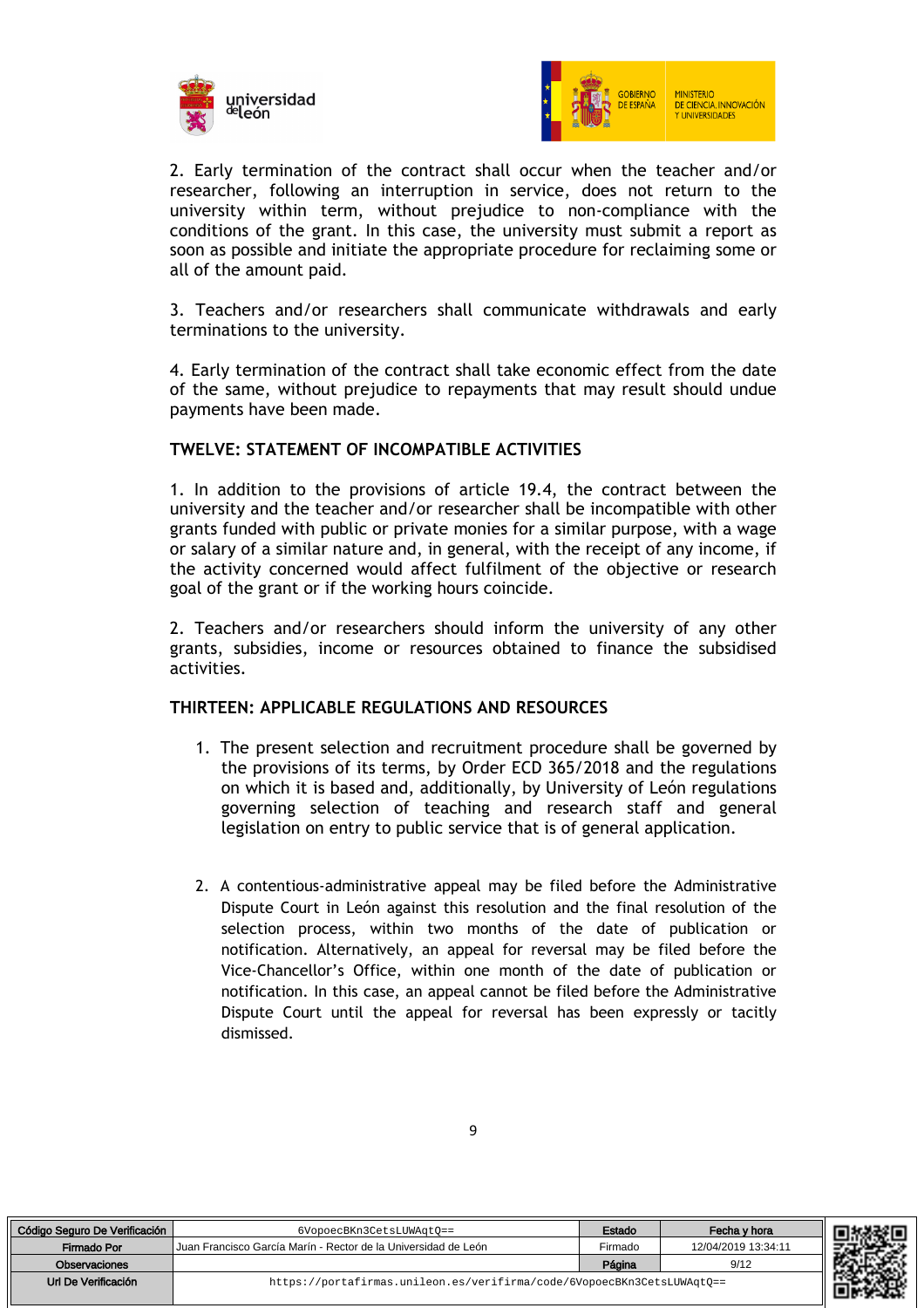2. Early termination of the contract shall occur when the teacher and/or researcher, following an interruption in service, does not return to the university within term, without prejudice to non-compliance with the conditions of the grant. In this case, the university must submit a report as soon as possible and initiate the appropriate procedure for reclaiming some or all of the amount paid.

3. Teachers and/or researchers shall communicate withdrawals and early terminations to the university.

4. Early termination of the contract shall take economic effect from the date of the same, without prejudice to repayments that may result should undue payments have been made.

## TWELVE: STATEMENT OF INCOMPATIBLE ACTIVITIES

1. In addition to the provisions of article 19.4, the contract between the university and the teacher and/or researcher shall be incompatible with other grants funded with public or private monies for a similar purpose, with a wage or salary of a similar nature and, in general, with the receipt of any income, if the activity concerned would affect fulfilment of the objective or research goal of the grant or if the working hours coincide.

2. Teachers and/or researchers should inform the university of any other grants, subsidies, income or resources obtained to finance the subsidised activities.

## THIRTEEN: APPLICABLE REGULATIONS AND RESOURCES

1. The present selection and recruitment procedure shall be governed by the provisions of its terms, by Order ECD 365/2018 and the regulations on which it is based and, additionally, by University of León regulations governing selection of teaching and research staff and general legislation on entry to public service that is of general application.

2. A contentious-administrative appeal may be filed before the Administrative Dispute Court in León against this resolution and the final resolution of the selection process, within two months of the date of publication or notification. Alternatively, an appeal for reversal may be filed before the Vice-Chancellor's Office, within one month of the date of publication or notification. In this case, an appeal cannot be filed before the Administrative Dispute Court until the appeal for reversal has been expressly or tacitly dismissed.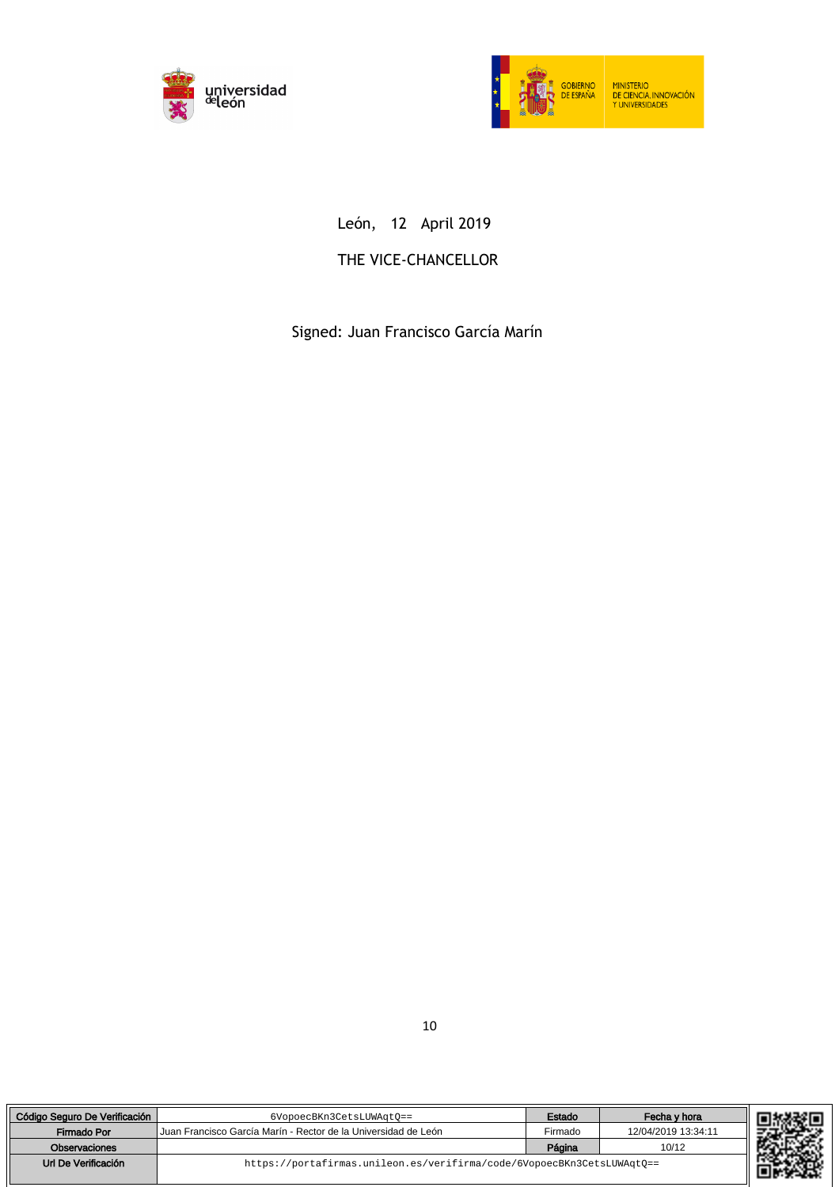León, 12 April 2019

THE VICE-CHANCELLOR

Signed: Juan Francisco García Marín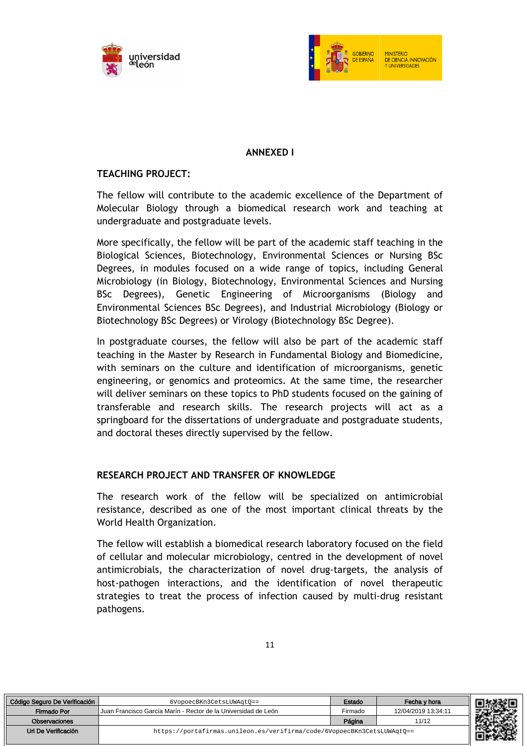## ANNEXED I

### TEACHING PROJECT:

The fellow will contribute to the academic excellence of the Department of Molecular Biology through a biomedical research work and teaching at undergraduate and postgraduate levels.

More specifically, the fellow will be part of the academic staff teaching in the Biological Sciences, Biotechnology, Environmental Sciences or Nursing BSc Degrees, in modules focused on a wide range of topics, including General Microbiology (in Biology, Biotechnology, Environmental Sciences and Nursing BSc Degrees), Genetic Engineering of Microorganisms (Biology and Environmental Sciences BSc Degrees), and Industrial Microbiology (Biology or Biotechnology BSc Degrees) or Virology (Biotechnology BSc Degree).

In postgraduate courses, the fellow will also be part of the academic staff teaching in the Master by Research in Fundamental Biology and Biomedicine, with seminars on the culture and identification of microorganisms, genetic engineering, or genomics and proteomics. At the same time, the researcher will deliver seminars on these topics to PhD students focused on the gaining of transferable and research skills. The research projects will act as a springboard for the dissertations of undergraduate and postgraduate students, and doctoral theses directly supervised by the fellow.

### RESEARCH PROJECT AND TRANSFER OF KNOWLEDGE

The research work of the fellow will be specialized on antimicrobial resistance, described as one of the most important clinical threats by the World Health Organization.

The fellow will establish a biomedical research laboratory focused on the field of cellular and molecular microbiology, centred in the development of novel antimicrobials, the characterization of novel drug-targets, the analysis of host-pathogen interactions, and the identification of novel therapeutic strategies to treat the process of infection caused by multi-drug resistant pathogens.

| Código Seguro De Verificación | 6VopoecBKn3CetsLUWAqtQ== | Estado | Fecha y hora |
|---|---|---|---|
| Firmado Por | Juan Francisco García Marín - Rector de la Universidad de León | Firmado | 12/04/2019 13:34:11 |
| Observaciones | | Página | 11/12 |
| Url De Verificación | https://portafirmas.unileon.es/verifirma/code/6VopoecBKn3CetsLUWAqtQ== | | |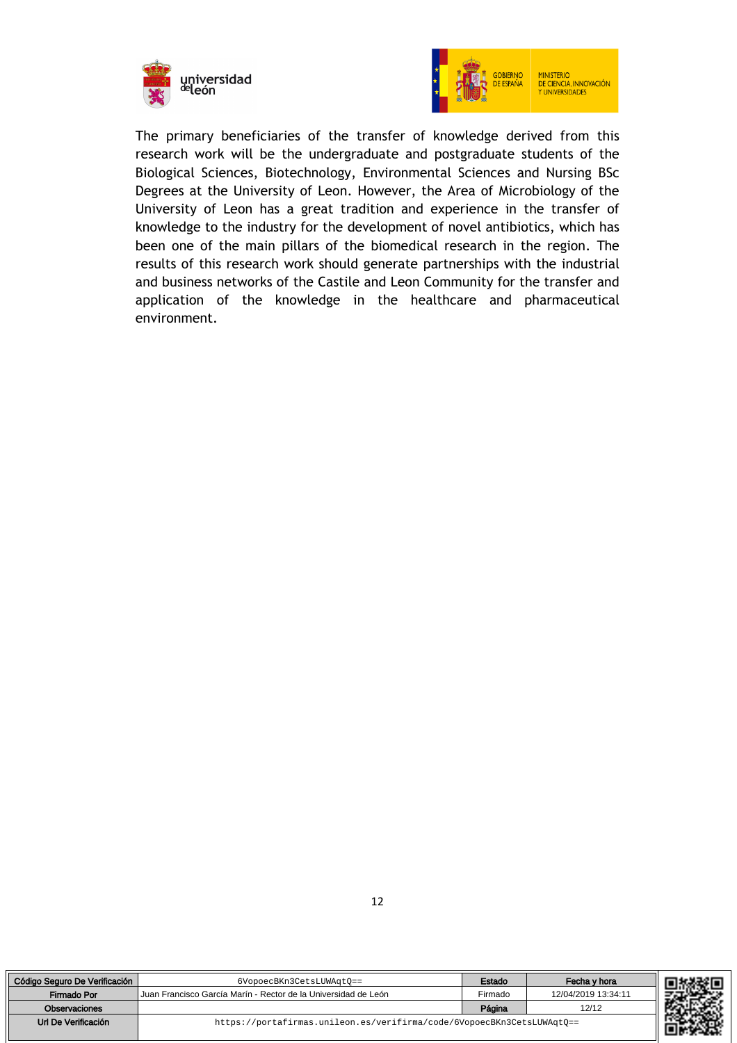The primary beneficiaries of the transfer of knowledge derived from this research work will be the undergraduate and postgraduate students of the Biological Sciences, Biotechnology, Environmental Sciences and Nursing BSc Degrees at the University of Leon. However, the Area of Microbiology of the University of Leon has a great tradition and experience in the transfer of knowledge to the industry for the development of novel antibiotics, which has been one of the main pillars of the biomedical research in the region. The results of this research work should generate partnerships with the industrial and business networks of the Castile and Leon Community for the transfer and application of the knowledge in the healthcare and pharmaceutical environment.